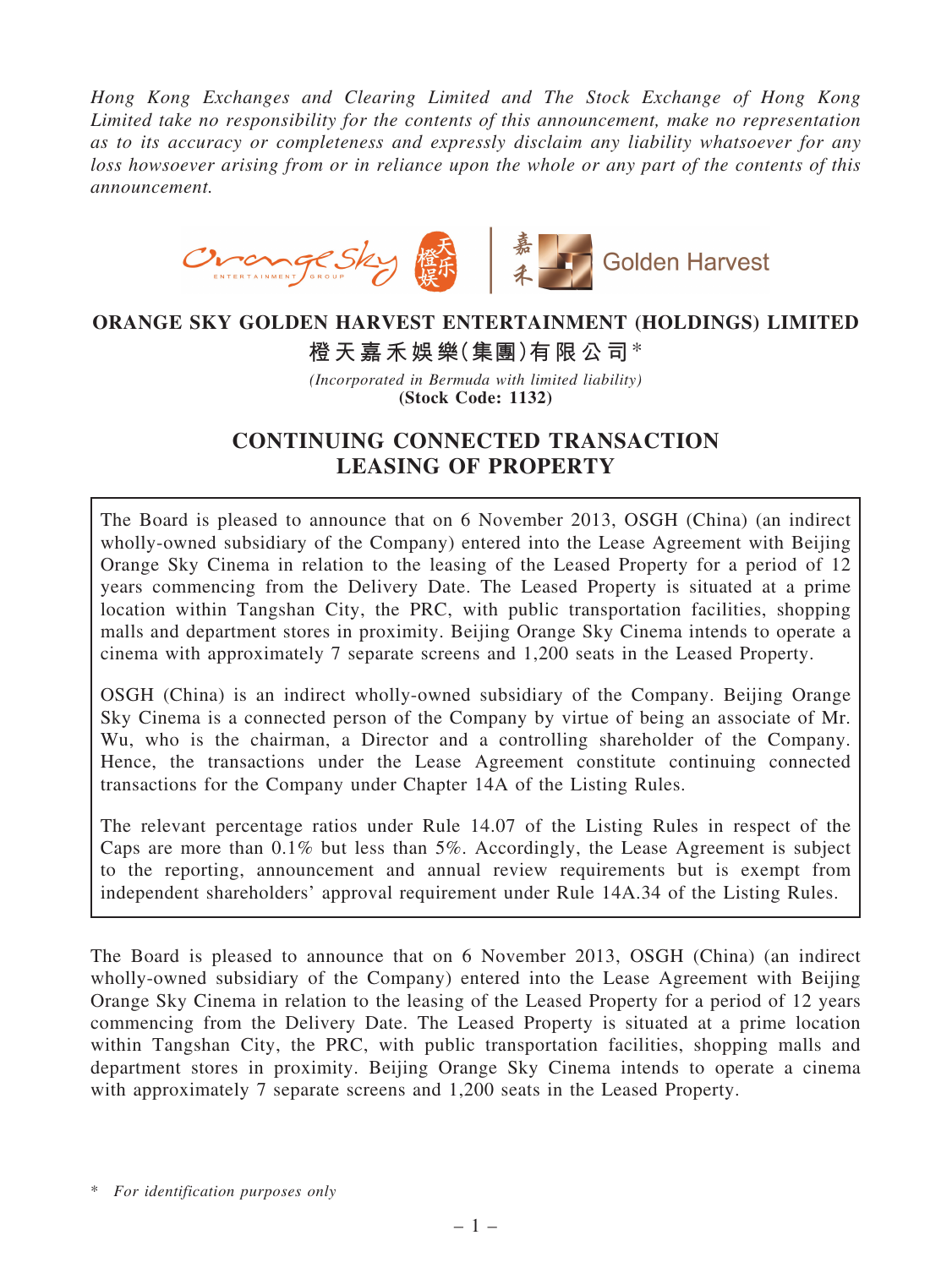*Hong Kong Exchanges and Clearing Limited and The Stock Exchange of Hong Kong Limited take no responsibility for the contents of this announcement, make no representation as to its accuracy or completeness and expressly disclaim any liability whatsoever for any loss howsoever arising from or in reliance upon the whole or any part of the contents of this announcement.*

# ORANGE SKY GOLDEN HARVEST ENTERTAINMENT (HOLDINGS) LIMITED

# 橙天嘉禾娛樂(集團)有限公司*

*(Incorporated in Bermuda with limited liability)*

**(Stock Code: 1132)**

## CONTINUING CONNECTED TRANSACTION LEASING OF PROPERTY

The Board is pleased to announce that on 6 November 2013, OSGH (China) (an indirect wholly-owned subsidiary of the Company) entered into the Lease Agreement with Beijing Orange Sky Cinema in relation to the leasing of the Leased Property for a period of 12 years commencing from the Delivery Date. The Leased Property is situated at a prime location within Tangshan City, the PRC, with public transportation facilities, shopping malls and department stores in proximity. Beijing Orange Sky Cinema intends to operate a cinema with approximately 7 separate screens and 1,200 seats in the Leased Property.

OSGH (China) is an indirect wholly-owned subsidiary of the Company. Beijing Orange Sky Cinema is a connected person of the Company by virtue of being an associate of Mr. Wu, who is the chairman, a Director and a controlling shareholder of the Company. Hence, the transactions under the Lease Agreement constitute continuing connected transactions for the Company under Chapter 14A of the Listing Rules.

The relevant percentage ratios under Rule 14.07 of the Listing Rules in respect of the Caps are more than 0.1% but less than 5%. Accordingly, the Lease Agreement is subject to the reporting, announcement and annual review requirements but is exempt from independent shareholders' approval requirement under Rule 14A.34 of the Listing Rules.

The Board is pleased to announce that on 6 November 2013, OSGH (China) (an indirect wholly-owned subsidiary of the Company) entered into the Lease Agreement with Beijing Orange Sky Cinema in relation to the leasing of the Leased Property for a period of 12 years commencing from the Delivery Date. The Leased Property is situated at a prime location within Tangshan City, the PRC, with public transportation facilities, shopping malls and department stores in proximity. Beijing Orange Sky Cinema intends to operate a cinema with approximately 7 separate screens and 1,200 seats in the Leased Property.

\* *For identification purposes only*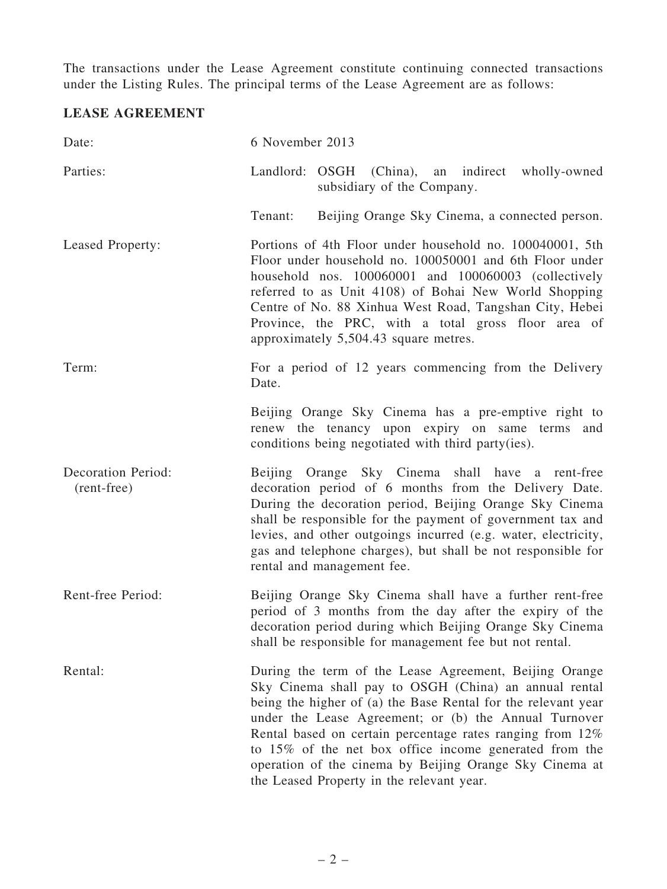The transactions under the Lease Agreement constitute continuing connected transactions under the Listing Rules. The principal terms of the Lease Agreement are as follows:

**LEASE AGREEMENT**

| | |
|---|---|
| Date: | 6 November 2013 |
| Parties: | Landlord: OSGH (China), an indirect wholly-owned subsidiary of the Company. |
| | Tenant: Beijing Orange Sky Cinema, a connected person. |
| Leased Property: | Portions of 4th Floor under household no. 100040001, 5th Floor under household no. 100050001 and 6th Floor under household nos. 100060001 and 100060003 (collectively referred to as Unit 4108) of Bohai New World Shopping Centre of No. 88 Xinhua West Road, Tangshan City, Hebei Province, the PRC, with a total gross floor area of approximately 5,504.43 square metres. |
| Term: | For a period of 12 years commencing from the Delivery Date. |
| | Beijing Orange Sky Cinema has a pre-emptive right to renew the tenancy upon expiry on same terms and conditions being negotiated with third party(ies). |
| Decoration Period: (rent-free) | Beijing Orange Sky Cinema shall have a rent-free decoration period of 6 months from the Delivery Date. During the decoration period, Beijing Orange Sky Cinema shall be responsible for the payment of government tax and levies, and other outgoings incurred (e.g. water, electricity, gas and telephone charges), but shall be not responsible for rental and management fee. |
| Rent-free Period: | Beijing Orange Sky Cinema shall have a further rent-free period of 3 months from the day after the expiry of the decoration period during which Beijing Orange Sky Cinema shall be responsible for management fee but not rental. |
| Rental: | During the term of the Lease Agreement, Beijing Orange Sky Cinema shall pay to OSGH (China) an annual rental being the higher of (a) the Base Rental for the relevant year under the Lease Agreement; or (b) the Annual Turnover Rental based on certain percentage rates ranging from 12% to 15% of the net box office income generated from the operation of the cinema by Beijing Orange Sky Cinema at the Leased Property in the relevant year. |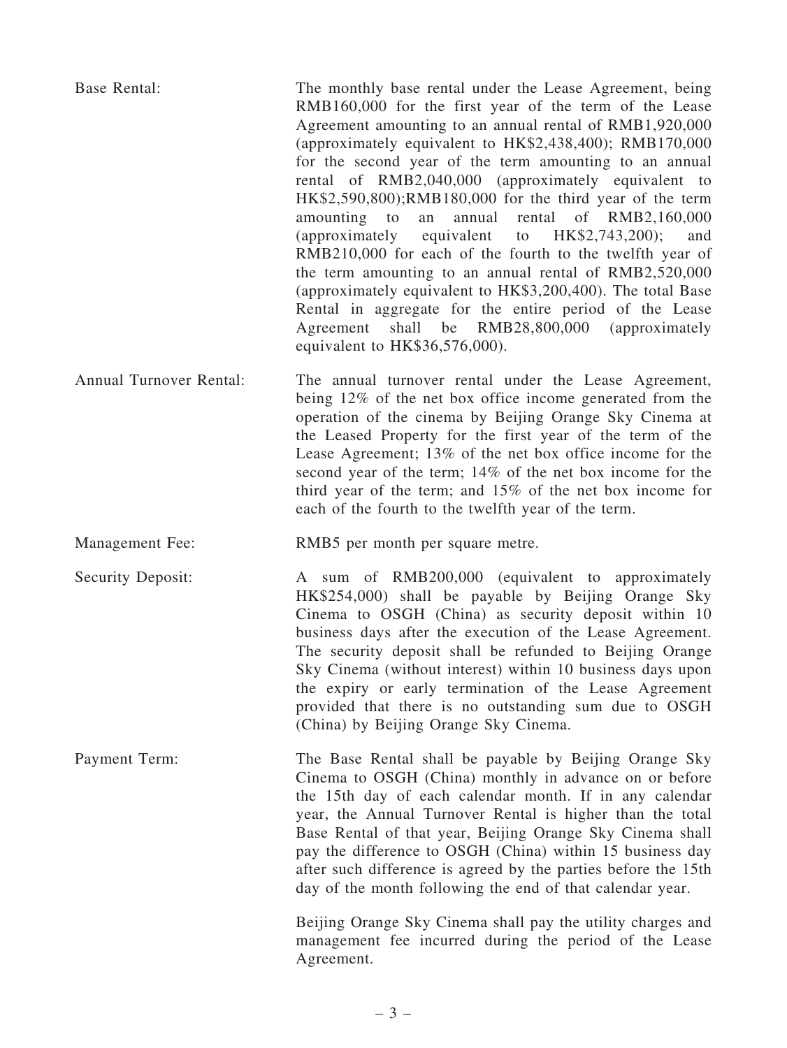**Base Rental:** The monthly base rental under the Lease Agreement, being RMB160,000 for the first year of the term of the Lease Agreement amounting to an annual rental of RMB1,920,000 (approximately equivalent to HK$2,438,400); RMB170,000 for the second year of the term amounting to an annual rental of RMB2,040,000 (approximately equivalent to HK$2,590,800);RMB180,000 for the third year of the term amounting to an annual rental of RMB2,160,000 (approximately equivalent to HK$2,743,200); and RMB210,000 for each of the fourth to the twelfth year of the term amounting to an annual rental of RMB2,520,000 (approximately equivalent to HK$3,200,400). The total Base Rental in aggregate for the entire period of the Lease Agreement shall be RMB28,800,000 (approximately equivalent to HK$36,576,000).

**Annual Turnover Rental:** The annual turnover rental under the Lease Agreement, being 12% of the net box office income generated from the operation of the cinema by Beijing Orange Sky Cinema at the Leased Property for the first year of the term of the Lease Agreement; 13% of the net box office income for the second year of the term; 14% of the net box income for the third year of the term; and 15% of the net box income for each of the fourth to the twelfth year of the term.

**Management Fee:** RMB5 per month per square metre.

**Security Deposit:** A sum of RMB200,000 (equivalent to approximately HK$254,000) shall be payable by Beijing Orange Sky Cinema to OSGH (China) as security deposit within 10 business days after the execution of the Lease Agreement. The security deposit shall be refunded to Beijing Orange Sky Cinema (without interest) within 10 business days upon the expiry or early termination of the Lease Agreement provided that there is no outstanding sum due to OSGH (China) by Beijing Orange Sky Cinema.

**Payment Term:** The Base Rental shall be payable by Beijing Orange Sky Cinema to OSGH (China) monthly in advance on or before the 15th day of each calendar month. If in any calendar year, the Annual Turnover Rental is higher than the total Base Rental of that year, Beijing Orange Sky Cinema shall pay the difference to OSGH (China) within 15 business day after such difference is agreed by the parties before the 15th day of the month following the end of that calendar year.

Beijing Orange Sky Cinema shall pay the utility charges and management fee incurred during the period of the Lease Agreement.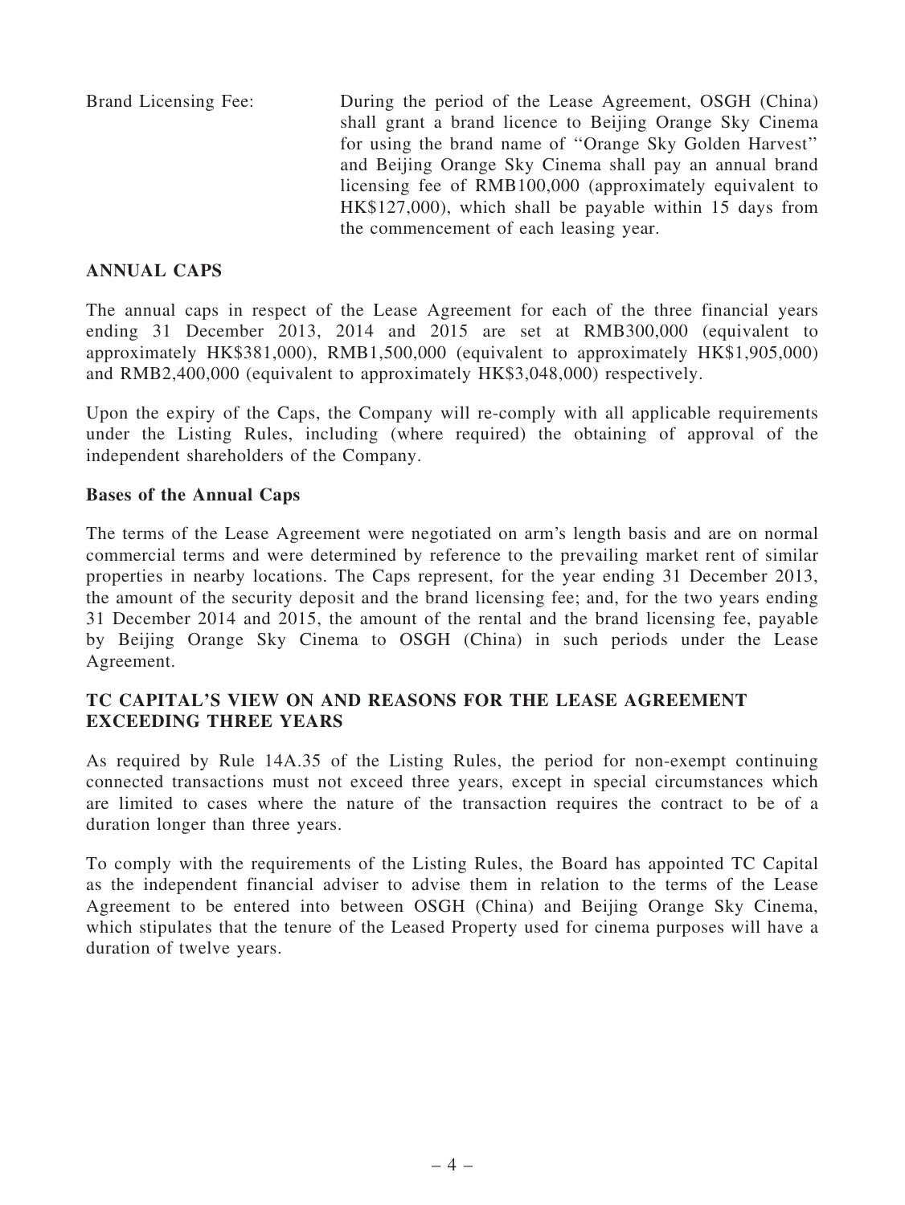Brand Licensing Fee: During the period of the Lease Agreement, OSGH (China) shall grant a brand licence to Beijing Orange Sky Cinema for using the brand name of ''Orange Sky Golden Harvest'' and Beijing Orange Sky Cinema shall pay an annual brand licensing fee of RMB100,000 (approximately equivalent to HK$127,000), which shall be payable within 15 days from the commencement of each leasing year.

## ANNUAL CAPS

The annual caps in respect of the Lease Agreement for each of the three financial years ending 31 December 2013, 2014 and 2015 are set at RMB300,000 (equivalent to approximately HK$381,000), RMB1,500,000 (equivalent to approximately HK$1,905,000) and RMB2,400,000 (equivalent to approximately HK$3,048,000) respectively.

Upon the expiry of the Caps, the Company will re-comply with all applicable requirements under the Listing Rules, including (where required) the obtaining of approval of the independent shareholders of the Company.

### Bases of the Annual Caps

The terms of the Lease Agreement were negotiated on arm's length basis and are on normal commercial terms and were determined by reference to the prevailing market rent of similar properties in nearby locations. The Caps represent, for the year ending 31 December 2013, the amount of the security deposit and the brand licensing fee; and, for the two years ending 31 December 2014 and 2015, the amount of the rental and the brand licensing fee, payable by Beijing Orange Sky Cinema to OSGH (China) in such periods under the Lease Agreement.

## TC CAPITAL'S VIEW ON AND REASONS FOR THE LEASE AGREEMENT EXCEEDING THREE YEARS

As required by Rule 14A.35 of the Listing Rules, the period for non-exempt continuing connected transactions must not exceed three years, except in special circumstances which are limited to cases where the nature of the transaction requires the contract to be of a duration longer than three years.

To comply with the requirements of the Listing Rules, the Board has appointed TC Capital as the independent financial adviser to advise them in relation to the terms of the Lease Agreement to be entered into between OSGH (China) and Beijing Orange Sky Cinema, which stipulates that the tenure of the Leased Property used for cinema purposes will have a duration of twelve years.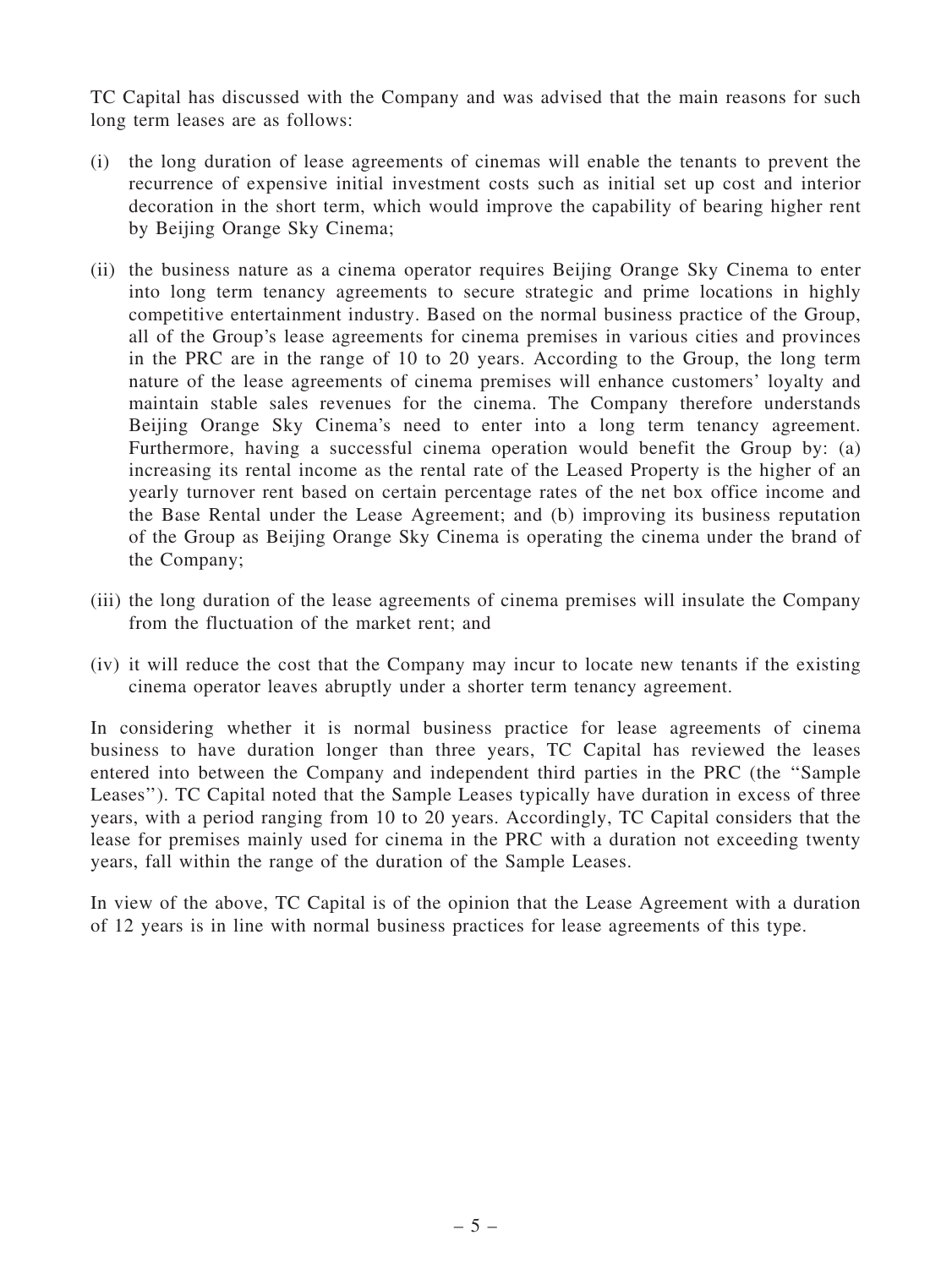TC Capital has discussed with the Company and was advised that the main reasons for such long term leases are as follows:

(i) the long duration of lease agreements of cinemas will enable the tenants to prevent the recurrence of expensive initial investment costs such as initial set up cost and interior decoration in the short term, which would improve the capability of bearing higher rent by Beijing Orange Sky Cinema;

(ii) the business nature as a cinema operator requires Beijing Orange Sky Cinema to enter into long term tenancy agreements to secure strategic and prime locations in highly competitive entertainment industry. Based on the normal business practice of the Group, all of the Group's lease agreements for cinema premises in various cities and provinces in the PRC are in the range of 10 to 20 years. According to the Group, the long term nature of the lease agreements of cinema premises will enhance customers' loyalty and maintain stable sales revenues for the cinema. The Company therefore understands Beijing Orange Sky Cinema's need to enter into a long term tenancy agreement. Furthermore, having a successful cinema operation would benefit the Group by: (a) increasing its rental income as the rental rate of the Leased Property is the higher of an yearly turnover rent based on certain percentage rates of the net box office income and the Base Rental under the Lease Agreement; and (b) improving its business reputation of the Group as Beijing Orange Sky Cinema is operating the cinema under the brand of the Company;

(iii) the long duration of the lease agreements of cinema premises will insulate the Company from the fluctuation of the market rent; and

(iv) it will reduce the cost that the Company may incur to locate new tenants if the existing cinema operator leaves abruptly under a shorter term tenancy agreement.

In considering whether it is normal business practice for lease agreements of cinema business to have duration longer than three years, TC Capital has reviewed the leases entered into between the Company and independent third parties in the PRC (the ''Sample Leases''). TC Capital noted that the Sample Leases typically have duration in excess of three years, with a period ranging from 10 to 20 years. Accordingly, TC Capital considers that the lease for premises mainly used for cinema in the PRC with a duration not exceeding twenty years, fall within the range of the duration of the Sample Leases.

In view of the above, TC Capital is of the opinion that the Lease Agreement with a duration of 12 years is in line with normal business practices for lease agreements of this type.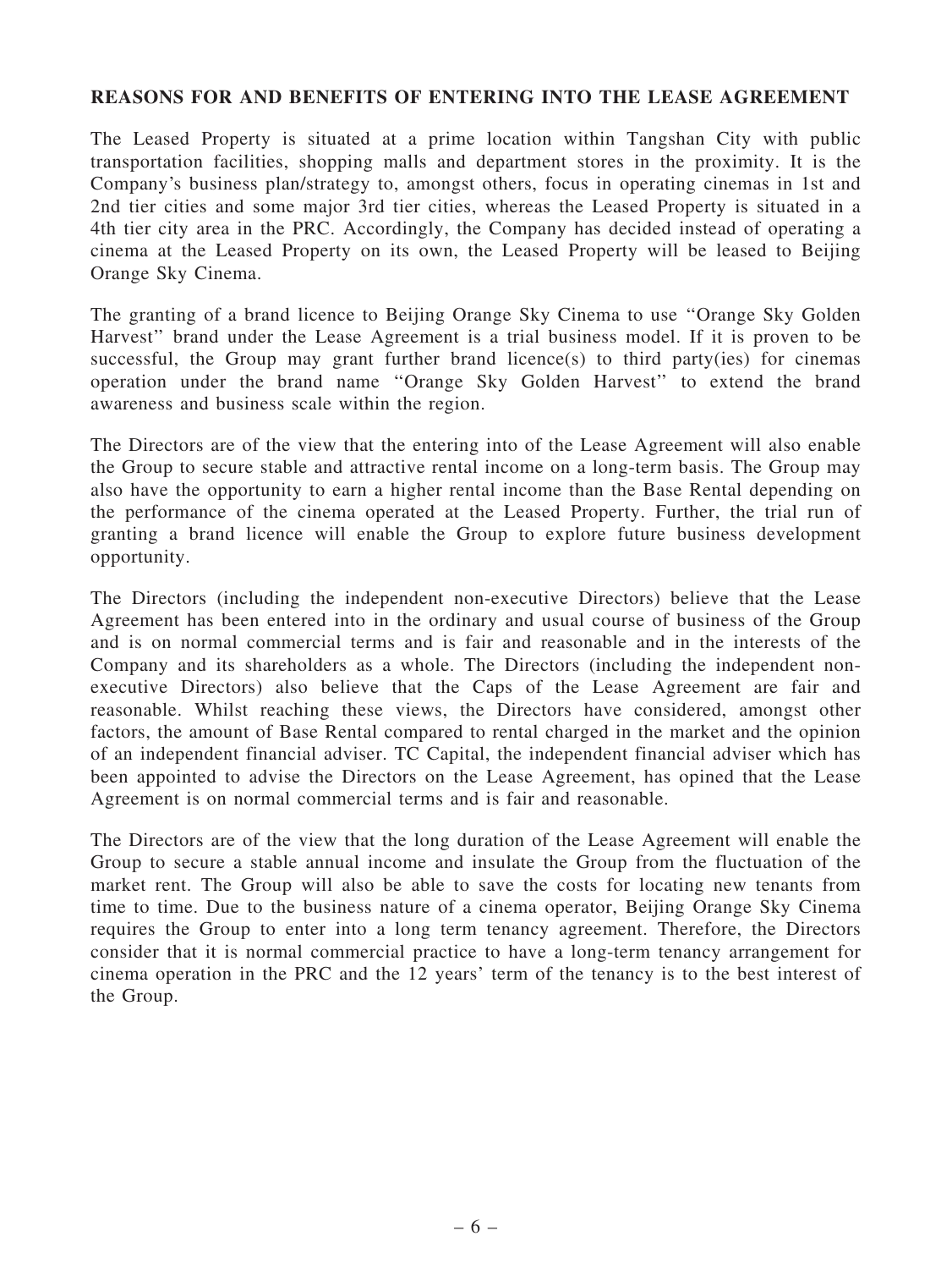## REASONS FOR AND BENEFITS OF ENTERING INTO THE LEASE AGREEMENT

The Leased Property is situated at a prime location within Tangshan City with public transportation facilities, shopping malls and department stores in the proximity. It is the Company's business plan/strategy to, amongst others, focus in operating cinemas in 1st and 2nd tier cities and some major 3rd tier cities, whereas the Leased Property is situated in a 4th tier city area in the PRC. Accordingly, the Company has decided instead of operating a cinema at the Leased Property on its own, the Leased Property will be leased to Beijing Orange Sky Cinema.

The granting of a brand licence to Beijing Orange Sky Cinema to use "Orange Sky Golden Harvest" brand under the Lease Agreement is a trial business model. If it is proven to be successful, the Group may grant further brand licence(s) to third party(ies) for cinemas operation under the brand name "Orange Sky Golden Harvest" to extend the brand awareness and business scale within the region.

The Directors are of the view that the entering into of the Lease Agreement will also enable the Group to secure stable and attractive rental income on a long-term basis. The Group may also have the opportunity to earn a higher rental income than the Base Rental depending on the performance of the cinema operated at the Leased Property. Further, the trial run of granting a brand licence will enable the Group to explore future business development opportunity.

The Directors (including the independent non-executive Directors) believe that the Lease Agreement has been entered into in the ordinary and usual course of business of the Group and is on normal commercial terms and is fair and reasonable and in the interests of the Company and its shareholders as a whole. The Directors (including the independent non-executive Directors) also believe that the Caps of the Lease Agreement are fair and reasonable. Whilst reaching these views, the Directors have considered, amongst other factors, the amount of Base Rental compared to rental charged in the market and the opinion of an independent financial adviser. TC Capital, the independent financial adviser which has been appointed to advise the Directors on the Lease Agreement, has opined that the Lease Agreement is on normal commercial terms and is fair and reasonable.

The Directors are of the view that the long duration of the Lease Agreement will enable the Group to secure a stable annual income and insulate the Group from the fluctuation of the market rent. The Group will also be able to save the costs for locating new tenants from time to time. Due to the business nature of a cinema operator, Beijing Orange Sky Cinema requires the Group to enter into a long term tenancy agreement. Therefore, the Directors consider that it is normal commercial practice to have a long-term tenancy arrangement for cinema operation in the PRC and the 12 years' term of the tenancy is to the best interest of the Group.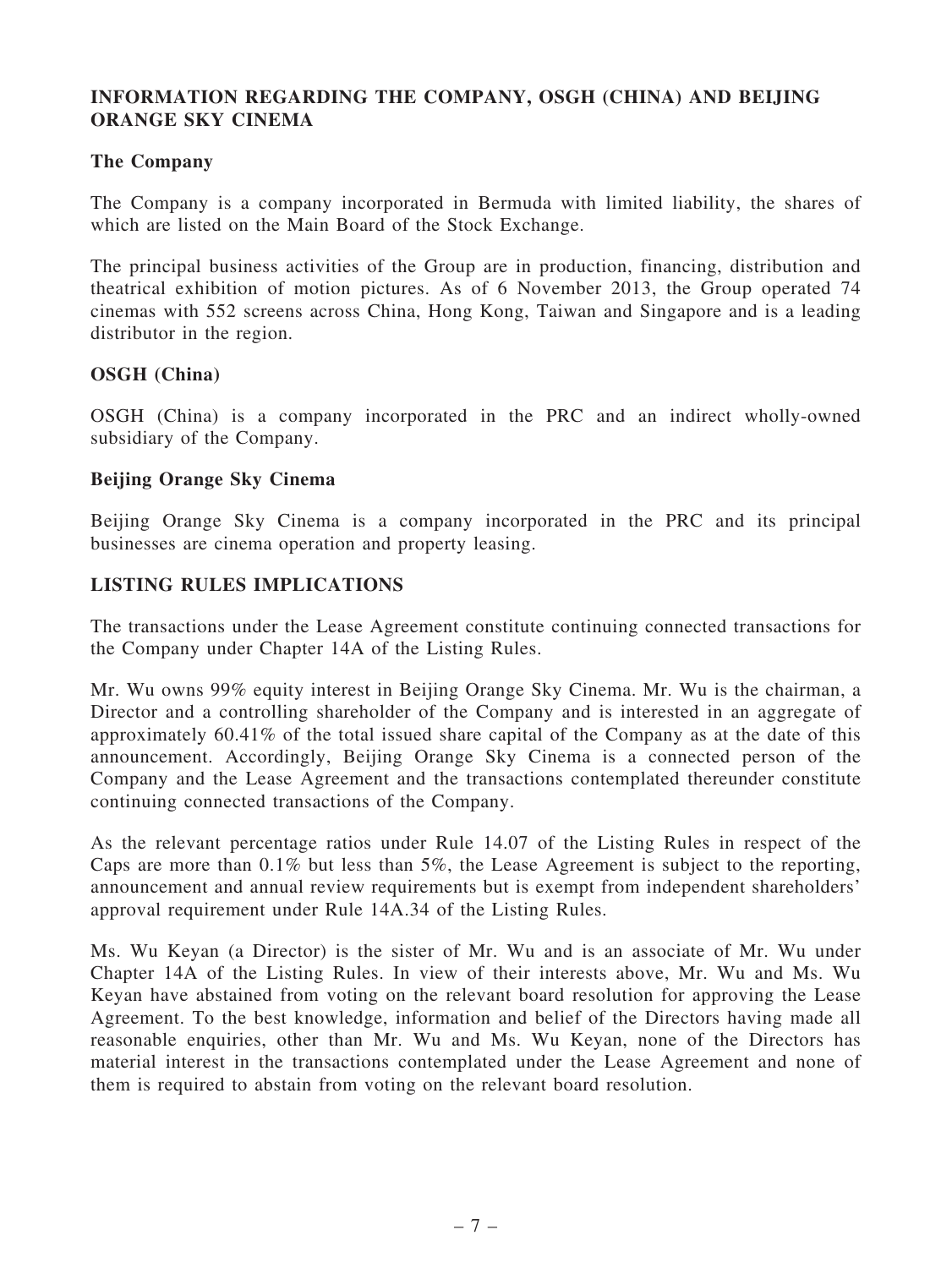## INFORMATION REGARDING THE COMPANY, OSGH (CHINA) AND BEIJING ORANGE SKY CINEMA

### The Company

The Company is a company incorporated in Bermuda with limited liability, the shares of which are listed on the Main Board of the Stock Exchange.

The principal business activities of the Group are in production, financing, distribution and theatrical exhibition of motion pictures. As of 6 November 2013, the Group operated 74 cinemas with 552 screens across China, Hong Kong, Taiwan and Singapore and is a leading distributor in the region.

### OSGH (China)

OSGH (China) is a company incorporated in the PRC and an indirect wholly-owned subsidiary of the Company.

### Beijing Orange Sky Cinema

Beijing Orange Sky Cinema is a company incorporated in the PRC and its principal businesses are cinema operation and property leasing.

## LISTING RULES IMPLICATIONS

The transactions under the Lease Agreement constitute continuing connected transactions for the Company under Chapter 14A of the Listing Rules.

Mr. Wu owns 99% equity interest in Beijing Orange Sky Cinema. Mr. Wu is the chairman, a Director and a controlling shareholder of the Company and is interested in an aggregate of approximately 60.41% of the total issued share capital of the Company as at the date of this announcement. Accordingly, Beijing Orange Sky Cinema is a connected person of the Company and the Lease Agreement and the transactions contemplated thereunder constitute continuing connected transactions of the Company.

As the relevant percentage ratios under Rule 14.07 of the Listing Rules in respect of the Caps are more than 0.1% but less than 5%, the Lease Agreement is subject to the reporting, announcement and annual review requirements but is exempt from independent shareholders' approval requirement under Rule 14A.34 of the Listing Rules.

Ms. Wu Keyan (a Director) is the sister of Mr. Wu and is an associate of Mr. Wu under Chapter 14A of the Listing Rules. In view of their interests above, Mr. Wu and Ms. Wu Keyan have abstained from voting on the relevant board resolution for approving the Lease Agreement. To the best knowledge, information and belief of the Directors having made all reasonable enquiries, other than Mr. Wu and Ms. Wu Keyan, none of the Directors has material interest in the transactions contemplated under the Lease Agreement and none of them is required to abstain from voting on the relevant board resolution.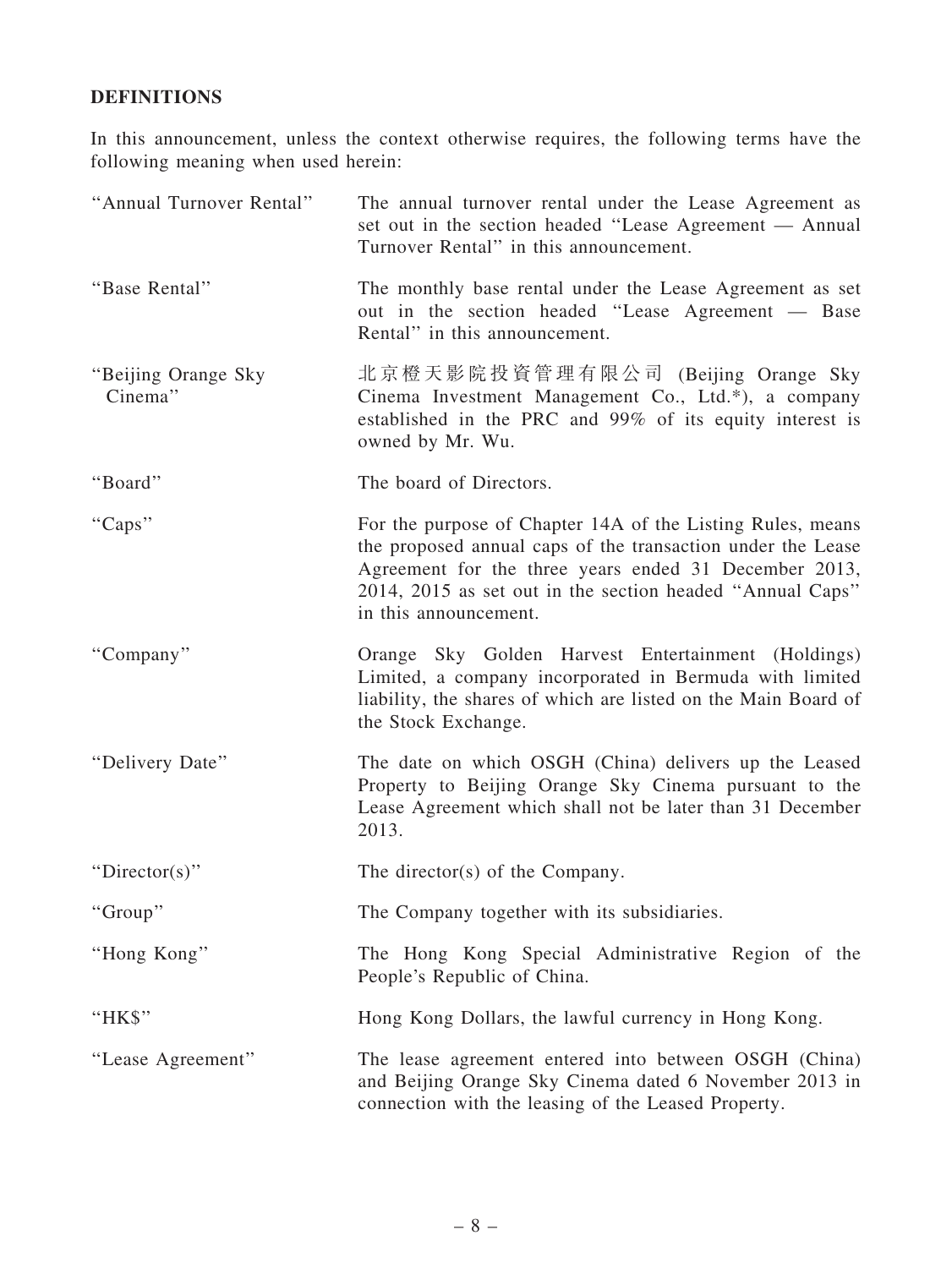## DEFINITIONS

In this announcement, unless the context otherwise requires, the following terms have the following meaning when used herein:

| | |
|---|---|
| "Annual Turnover Rental" | The annual turnover rental under the Lease Agreement as set out in the section headed "Lease Agreement — Annual Turnover Rental" in this announcement. |
| "Base Rental" | The monthly base rental under the Lease Agreement as set out in the section headed "Lease Agreement — Base Rental" in this announcement. |
| "Beijing Orange Sky Cinema" | 北京橙天影院投資管理有限公司 (Beijing Orange Sky Cinema Investment Management Co., Ltd.*), a company established in the PRC and 99% of its equity interest is owned by Mr. Wu. |
| "Board" | The board of Directors. |
| "Caps" | For the purpose of Chapter 14A of the Listing Rules, means the proposed annual caps of the transaction under the Lease Agreement for the three years ended 31 December 2013, 2014, 2015 as set out in the section headed "Annual Caps" in this announcement. |
| "Company" | Orange Sky Golden Harvest Entertainment (Holdings) Limited, a company incorporated in Bermuda with limited liability, the shares of which are listed on the Main Board of the Stock Exchange. |
| "Delivery Date" | The date on which OSGH (China) delivers up the Leased Property to Beijing Orange Sky Cinema pursuant to the Lease Agreement which shall not be later than 31 December 2013. |
| "Director(s)" | The director(s) of the Company. |
| "Group" | The Company together with its subsidiaries. |
| "Hong Kong" | The Hong Kong Special Administrative Region of the People's Republic of China. |
| "HK$" | Hong Kong Dollars, the lawful currency in Hong Kong. |
| "Lease Agreement" | The lease agreement entered into between OSGH (China) and Beijing Orange Sky Cinema dated 6 November 2013 in connection with the leasing of the Leased Property. |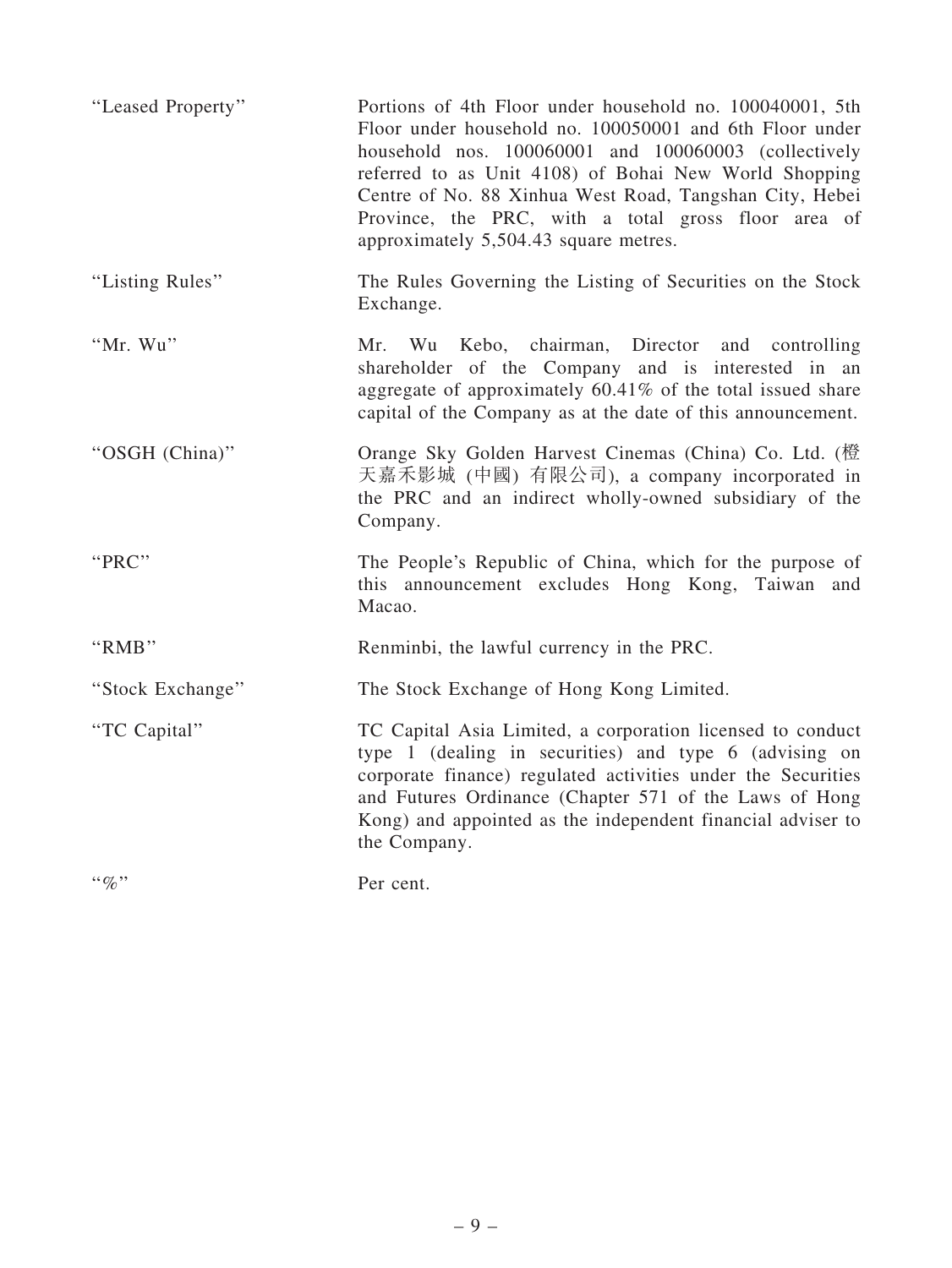| | |
|---|---|
| "Leased Property" | Portions of 4th Floor under household no. 100040001, 5th Floor under household no. 100050001 and 6th Floor under household nos. 100060001 and 100060003 (collectively referred to as Unit 4108) of Bohai New World Shopping Centre of No. 88 Xinhua West Road, Tangshan City, Hebei Province, the PRC, with a total gross floor area of approximately 5,504.43 square metres. |
| "Listing Rules" | The Rules Governing the Listing of Securities on the Stock Exchange. |
| "Mr. Wu" | Mr. Wu Kebo, chairman, Director and controlling shareholder of the Company and is interested in an aggregate of approximately 60.41% of the total issued share capital of the Company as at the date of this announcement. |
| "OSGH (China)" | Orange Sky Golden Harvest Cinemas (China) Co. Ltd. (橙天嘉禾影城 (中國) 有限公司), a company incorporated in the PRC and an indirect wholly-owned subsidiary of the Company. |
| "PRC" | The People's Republic of China, which for the purpose of this announcement excludes Hong Kong, Taiwan and Macao. |
| "RMB" | Renminbi, the lawful currency in the PRC. |
| "Stock Exchange" | The Stock Exchange of Hong Kong Limited. |
| "TC Capital" | TC Capital Asia Limited, a corporation licensed to conduct type 1 (dealing in securities) and type 6 (advising on corporate finance) regulated activities under the Securities and Futures Ordinance (Chapter 571 of the Laws of Hong Kong) and appointed as the independent financial adviser to the Company. |
| "%" | Per cent. |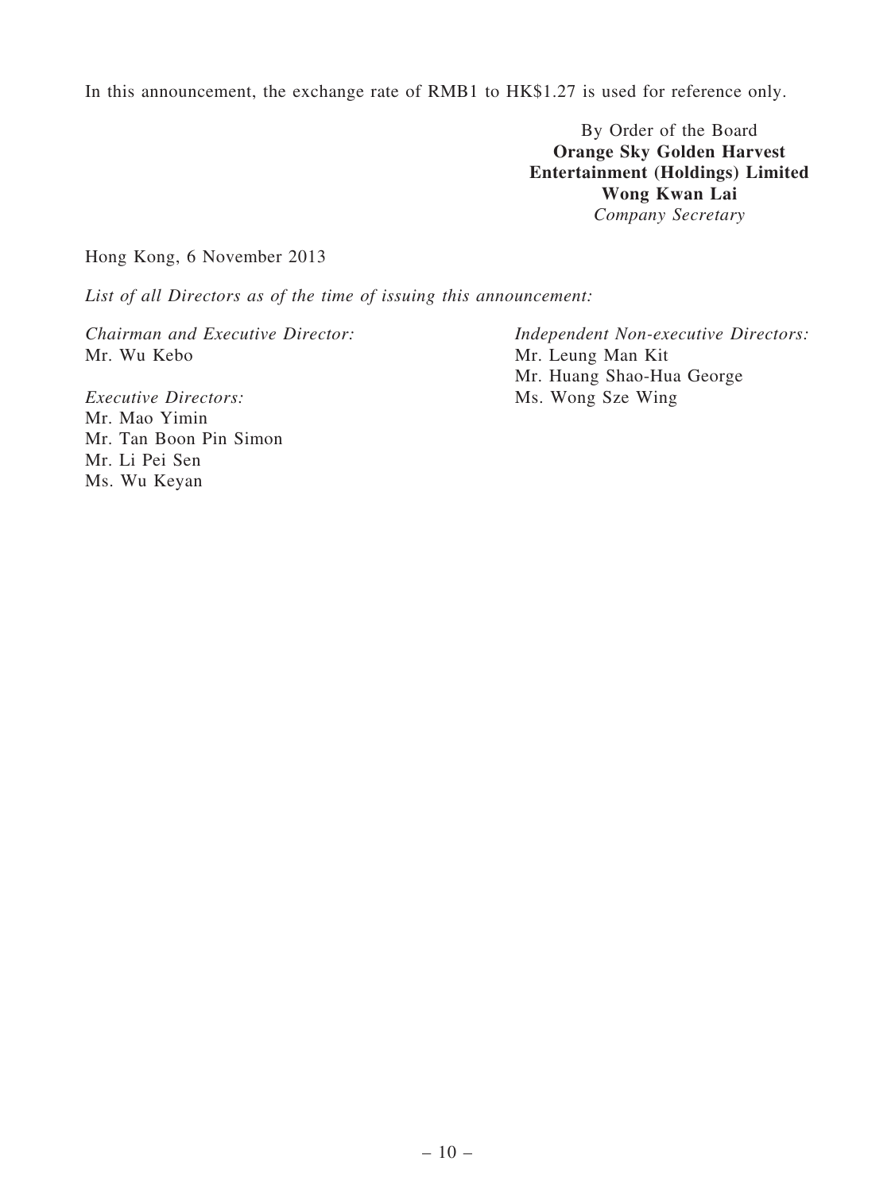In this announcement, the exchange rate of RMB1 to HK$1.27 is used for reference only.

By Order of the Board
**Orange Sky Golden Harvest Entertainment (Holdings) Limited**
**Wong Kwan Lai**
*Company Secretary*

Hong Kong, 6 November 2013

*List of all Directors as of the time of issuing this announcement:*

*Chairman and Executive Director:*
Mr. Wu Kebo

*Executive Directors:*
Mr. Mao Yimin
Mr. Tan Boon Pin Simon
Mr. Li Pei Sen
Ms. Wu Keyan

*Independent Non-executive Directors:*
Mr. Leung Man Kit
Mr. Huang Shao-Hua George
Ms. Wong Sze Wing